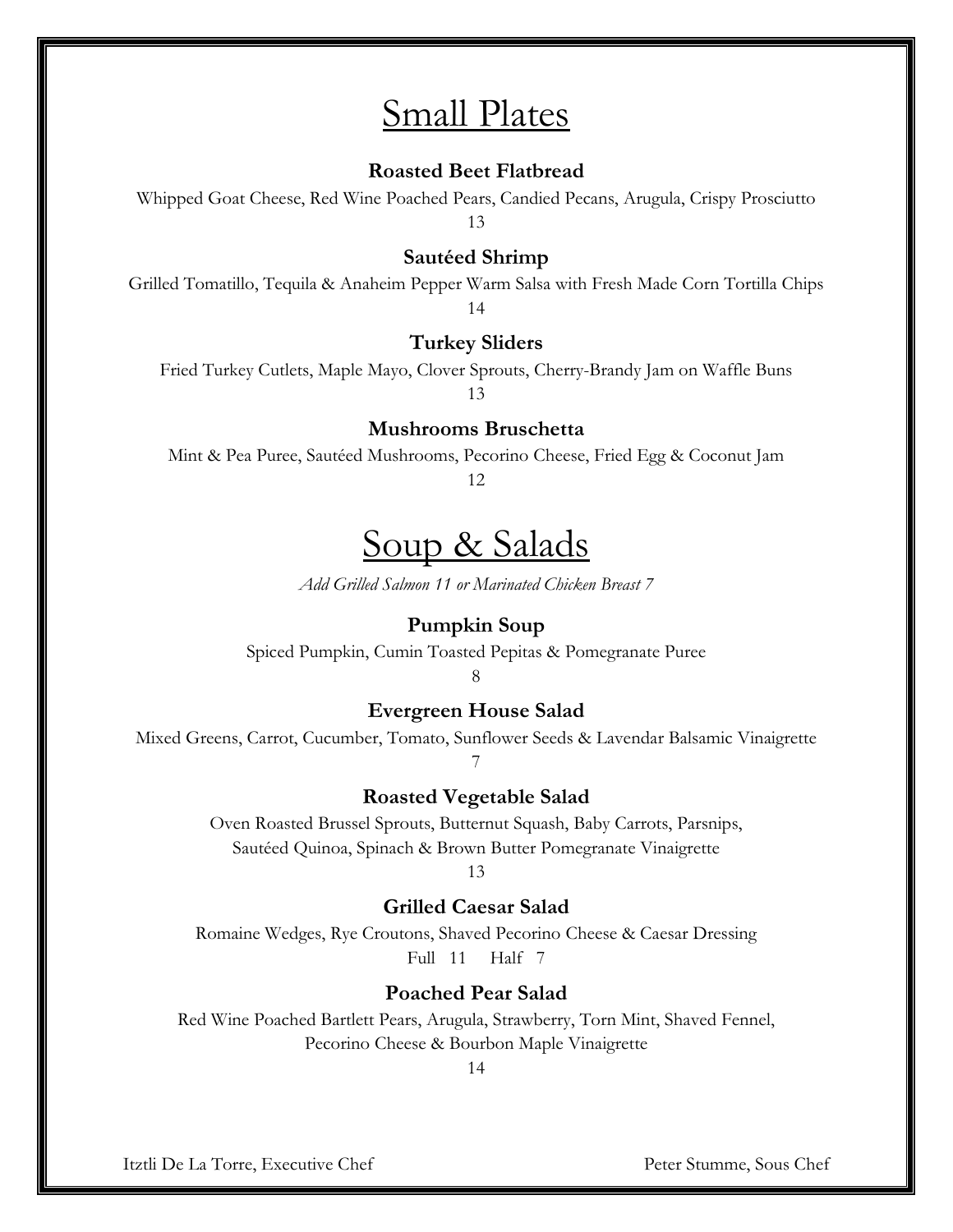# Small Plates

### Roasted Beet Flatbread

Whipped Goat Cheese, Red Wine Poached Pears, Candied Pecans, Arugula, Crispy Prosciutto

13

### Sautéed Shrimp

Grilled Tomatillo, Tequila & Anaheim Pepper Warm Salsa with Fresh Made Corn Tortilla Chips

14

### Turkey Sliders

Fried Turkey Cutlets, Maple Mayo, Clover Sprouts, Cherry-Brandy Jam on Waffle Buns

13

### Mushrooms Bruschetta

Mint & Pea Puree, Sautéed Mushrooms, Pecorino Cheese, Fried Egg & Coconut Jam

12

# Soup & Salads

*Add Grilled Salmon 11 or Marinated Chicken Breast 7*

### Pumpkin Soup

Spiced Pumpkin, Cumin Toasted Pepitas & Pomegranate Puree

8

### Evergreen House Salad

Mixed Greens, Carrot, Cucumber, Tomato, Sunflower Seeds & Lavendar Balsamic Vinaigrette

7

### Roasted Vegetable Salad

Oven Roasted Brussel Sprouts, Butternut Squash, Baby Carrots, Parsnips,
Sautéed Quinoa, Spinach & Brown Butter Pomegranate Vinaigrette

13

### Grilled Caesar Salad

Romaine Wedges, Rye Croutons, Shaved Pecorino Cheese & Caesar Dressing

Full 11 Half 7

### Poached Pear Salad

Red Wine Poached Bartlett Pears, Arugula, Strawberry, Torn Mint, Shaved Fennel,
Pecorino Cheese & Bourbon Maple Vinaigrette

14

Itztli De La Torre, Executive Chef

Peter Stumme, Sous Chef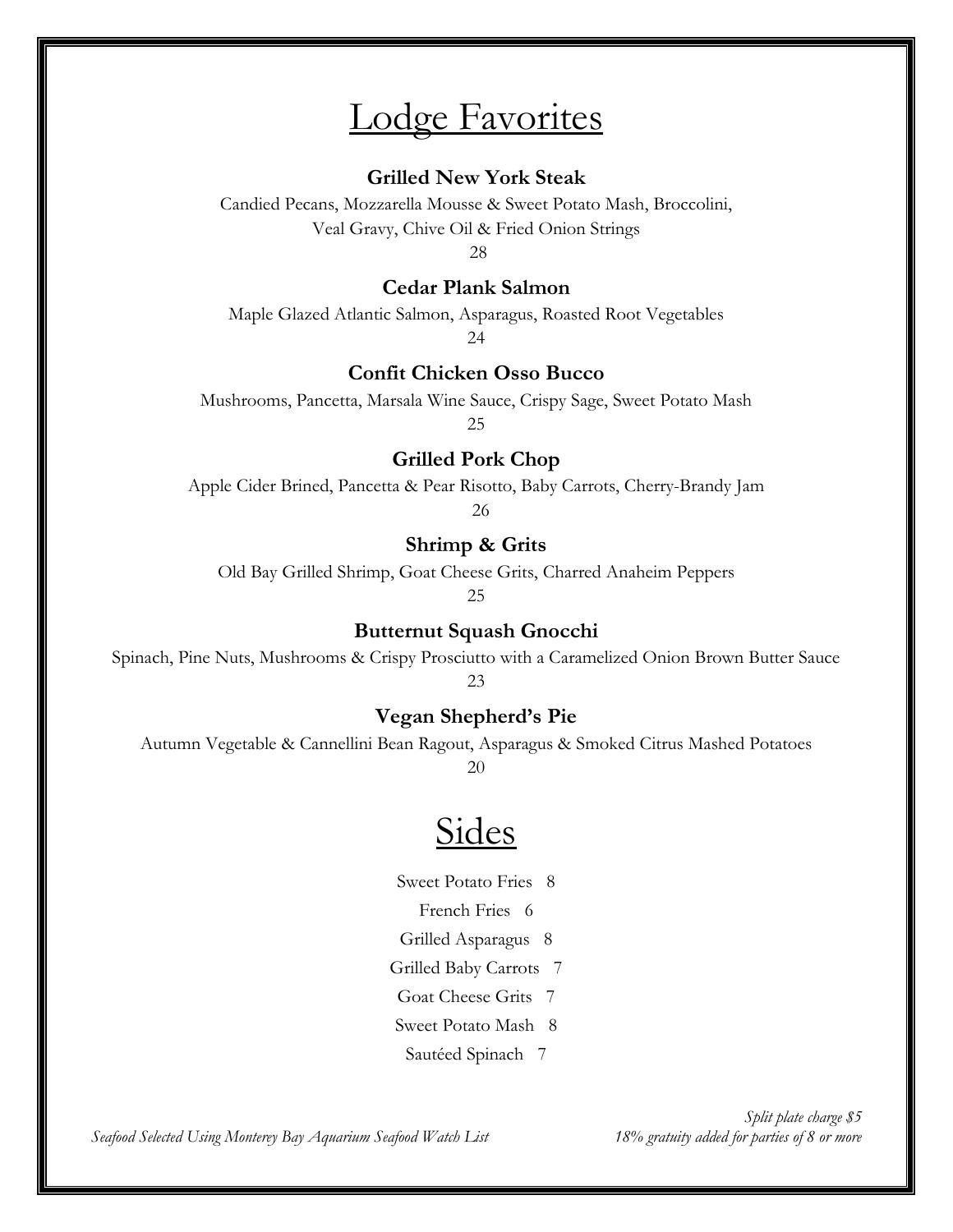# Lodge Favorites

### Grilled New York Steak

Candied Pecans, Mozzarella Mousse & Sweet Potato Mash, Broccolini,
Veal Gravy, Chive Oil & Fried Onion Strings

28

### Cedar Plank Salmon

Maple Glazed Atlantic Salmon, Asparagus, Roasted Root Vegetables

24

### Confit Chicken Osso Bucco

Mushrooms, Pancetta, Marsala Wine Sauce, Crispy Sage, Sweet Potato Mash

25

### Grilled Pork Chop

Apple Cider Brined, Pancetta & Pear Risotto, Baby Carrots, Cherry-Brandy Jam

26

### Shrimp & Grits

Old Bay Grilled Shrimp, Goat Cheese Grits, Charred Anaheim Peppers

25

### Butternut Squash Gnocchi

Spinach, Pine Nuts, Mushrooms & Crispy Prosciutto with a Caramelized Onion Brown Butter Sauce

23

### Vegan Shepherd's Pie

Autumn Vegetable & Cannellini Bean Ragout, Asparagus & Smoked Citrus Mashed Potatoes

20

# Sides

Sweet Potato Fries 8

French Fries 6

Grilled Asparagus 8

Grilled Baby Carrots 7

Goat Cheese Grits 7

Sweet Potato Mash 8

Sautéed Spinach 7

*Seafood Selected Using Monterey Bay Aquarium Seafood Watch List*

*Split plate charge $5*

*18% gratuity added for parties of 8 or more*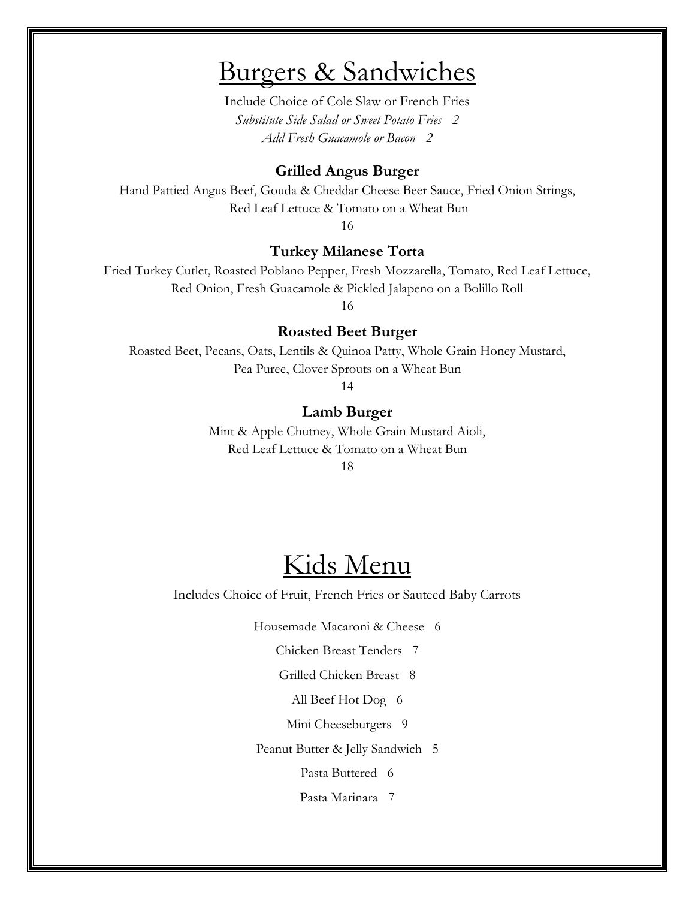# Burgers & Sandwiches

Include Choice of Cole Slaw or French Fries

*Substitute Side Salad or Sweet Potato Fries 2*

*Add Fresh Guacamole or Bacon 2*

### Grilled Angus Burger

Hand Pattied Angus Beef, Gouda & Cheddar Cheese Beer Sauce, Fried Onion Strings, Red Leaf Lettuce & Tomato on a Wheat Bun

16

### Turkey Milanese Torta

Fried Turkey Cutlet, Roasted Poblano Pepper, Fresh Mozzarella, Tomato, Red Leaf Lettuce, Red Onion, Fresh Guacamole & Pickled Jalapeno on a Bolillo Roll

16

### Roasted Beet Burger

Roasted Beet, Pecans, Oats, Lentils & Quinoa Patty, Whole Grain Honey Mustard, Pea Puree, Clover Sprouts on a Wheat Bun

14

### Lamb Burger

Mint & Apple Chutney, Whole Grain Mustard Aioli, Red Leaf Lettuce & Tomato on a Wheat Bun

18

# Kids Menu

Includes Choice of Fruit, French Fries or Sauteed Baby Carrots

Housemade Macaroni & Cheese 6

Chicken Breast Tenders 7

Grilled Chicken Breast 8

All Beef Hot Dog 6

Mini Cheeseburgers 9

Peanut Butter & Jelly Sandwich 5

Pasta Buttered 6

Pasta Marinara 7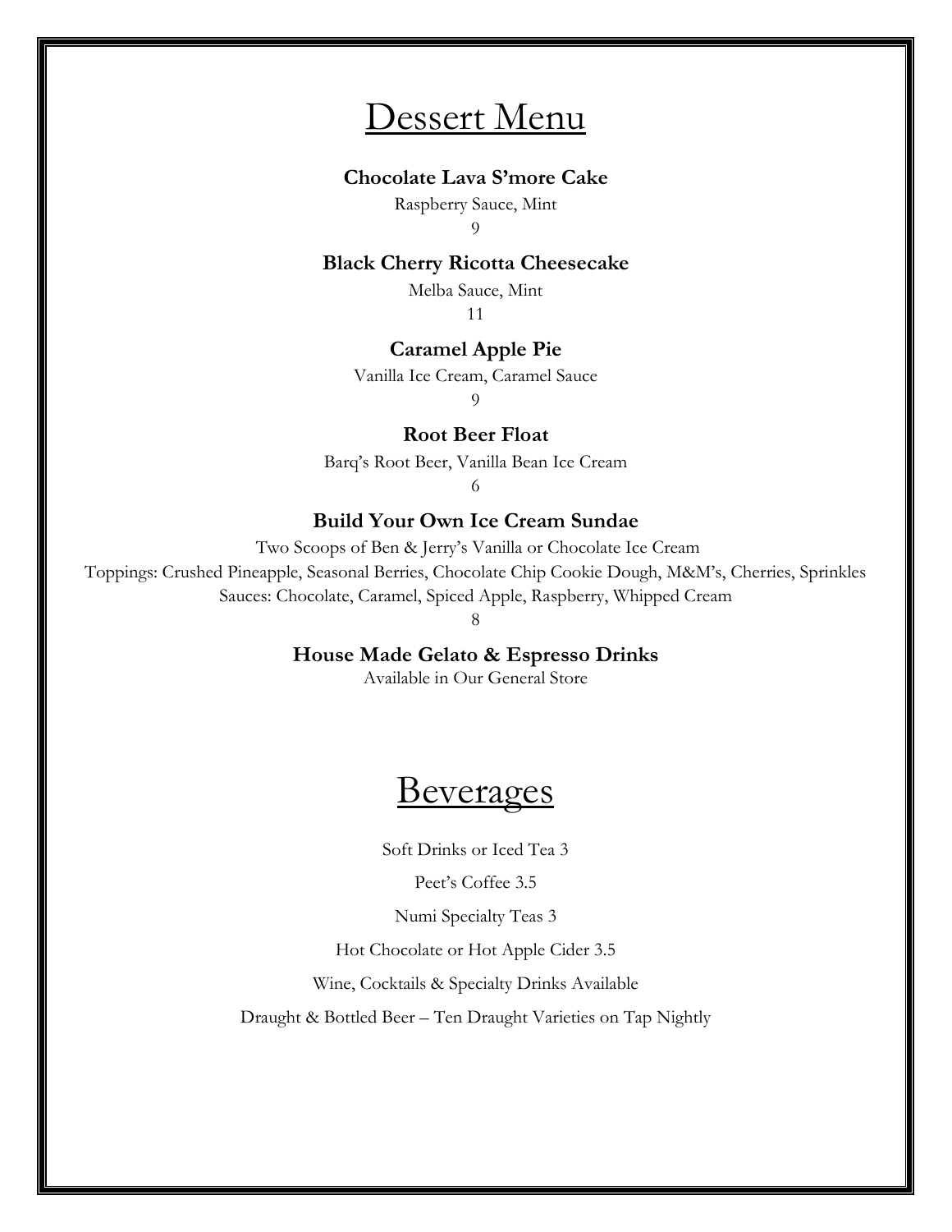# Dessert Menu

**Chocolate Lava S'more Cake**

Raspberry Sauce, Mint

9

**Black Cherry Ricotta Cheesecake**

Melba Sauce, Mint

11

**Caramel Apple Pie**

Vanilla Ice Cream, Caramel Sauce

9

**Root Beer Float**

Barq's Root Beer, Vanilla Bean Ice Cream

6

**Build Your Own Ice Cream Sundae**

Two Scoops of Ben & Jerry's Vanilla or Chocolate Ice Cream

Toppings: Crushed Pineapple, Seasonal Berries, Chocolate Chip Cookie Dough, M&M's, Cherries, Sprinkles

Sauces: Chocolate, Caramel, Spiced Apple, Raspberry, Whipped Cream

8

**House Made Gelato & Espresso Drinks**

Available in Our General Store

# Beverages

Soft Drinks or Iced Tea 3

Peet's Coffee 3.5

Numi Specialty Teas 3

Hot Chocolate or Hot Apple Cider 3.5

Wine, Cocktails & Specialty Drinks Available

Draught & Bottled Beer – Ten Draught Varieties on Tap Nightly